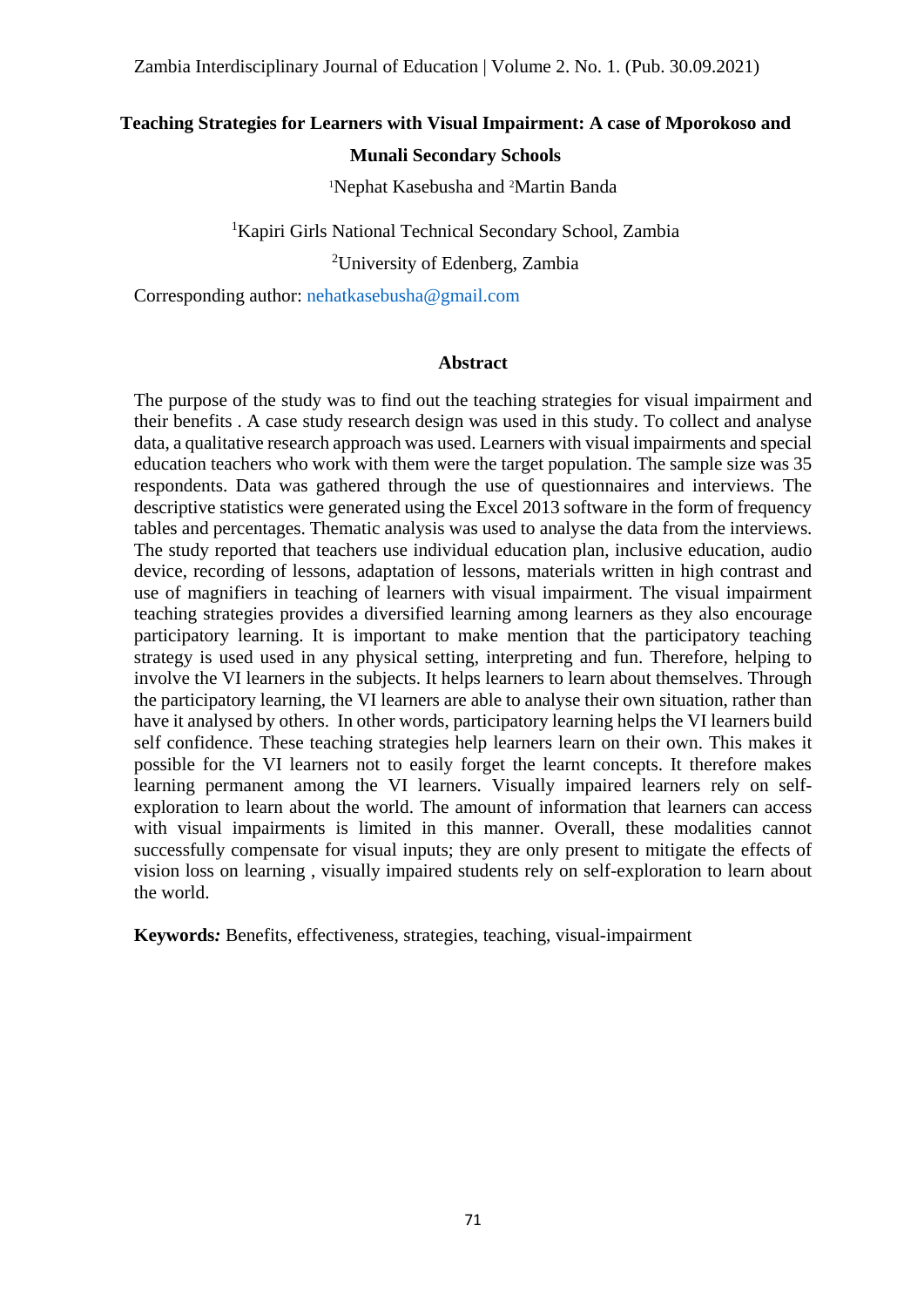# Teaching Strategies for Learners with Visual Impairment: A case of Mporokoso and Munali Secondary Schools

[1]Nephat Kasebusha and [2]Martin Banda

[1]Kapiri Girls National Technical Secondary School, Zambia

[2]University of Edenberg, Zambia

Corresponding author: nehatkasebusha@gmail.com

## Abstract

The purpose of the study was to find out the teaching strategies for visual impairment and their benefits . A case study research design was used in this study. To collect and analyse data, a qualitative research approach was used. Learners with visual impairments and special education teachers who work with them were the target population. The sample size was 35 respondents. Data was gathered through the use of questionnaires and interviews. The descriptive statistics were generated using the Excel 2013 software in the form of frequency tables and percentages. Thematic analysis was used to analyse the data from the interviews. The study reported that teachers use individual education plan, inclusive education, audio device, recording of lessons, adaptation of lessons, materials written in high contrast and use of magnifiers in teaching of learners with visual impairment. The visual impairment teaching strategies provides a diversified learning among learners as they also encourage participatory learning. It is important to make mention that the participatory teaching strategy is used used in any physical setting, interpreting and fun. Therefore, helping to involve the VI learners in the subjects. It helps learners to learn about themselves. Through the participatory learning, the VI learners are able to analyse their own situation, rather than have it analysed by others. In other words, participatory learning helps the VI learners build self confidence. These teaching strategies help learners learn on their own. This makes it possible for the VI learners not to easily forget the learnt concepts. It therefore makes learning permanent among the VI learners. Visually impaired learners rely on self-exploration to learn about the world. The amount of information that learners can access with visual impairments is limited in this manner. Overall, these modalities cannot successfully compensate for visual inputs; they are only present to mitigate the effects of vision loss on learning , visually impaired students rely on self-exploration to learn about the world.

**Keywords*:*** Benefits, effectiveness, strategies, teaching, visual-impairment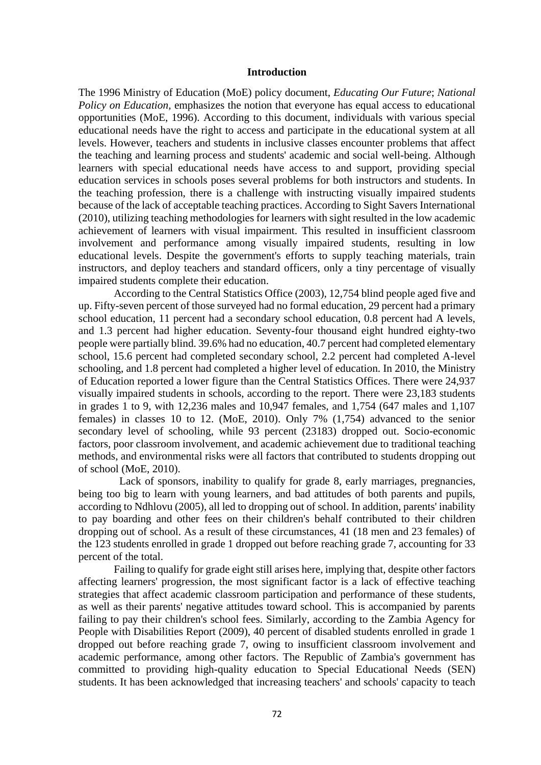## Introduction

The 1996 Ministry of Education (MoE) policy document, *Educating Our Future*; *National Policy on Education*, emphasizes the notion that everyone has equal access to educational opportunities (MoE, 1996). According to this document, individuals with various special educational needs have the right to access and participate in the educational system at all levels. However, teachers and students in inclusive classes encounter problems that affect the teaching and learning process and students' academic and social well-being. Although learners with special educational needs have access to and support, providing special education services in schools poses several problems for both instructors and students. In the teaching profession, there is a challenge with instructing visually impaired students because of the lack of acceptable teaching practices. According to Sight Savers International (2010), utilizing teaching methodologies for learners with sight resulted in the low academic achievement of learners with visual impairment. This resulted in insufficient classroom involvement and performance among visually impaired students, resulting in low educational levels. Despite the government's efforts to supply teaching materials, train instructors, and deploy teachers and standard officers, only a tiny percentage of visually impaired students complete their education.

According to the Central Statistics Office (2003), 12,754 blind people aged five and up. Fifty-seven percent of those surveyed had no formal education, 29 percent had a primary school education, 11 percent had a secondary school education, 0.8 percent had A levels, and 1.3 percent had higher education. Seventy-four thousand eight hundred eighty-two people were partially blind. 39.6% had no education, 40.7 percent had completed elementary school, 15.6 percent had completed secondary school, 2.2 percent had completed A-level schooling, and 1.8 percent had completed a higher level of education. In 2010, the Ministry of Education reported a lower figure than the Central Statistics Offices. There were 24,937 visually impaired students in schools, according to the report. There were 23,183 students in grades 1 to 9, with 12,236 males and 10,947 females, and 1,754 (647 males and 1,107 females) in classes 10 to 12. (MoE, 2010). Only 7% (1,754) advanced to the senior secondary level of schooling, while 93 percent (23183) dropped out. Socio-economic factors, poor classroom involvement, and academic achievement due to traditional teaching methods, and environmental risks were all factors that contributed to students dropping out of school (MoE, 2010).

Lack of sponsors, inability to qualify for grade 8, early marriages, pregnancies, being too big to learn with young learners, and bad attitudes of both parents and pupils, according to Ndhlovu (2005), all led to dropping out of school. In addition, parents' inability to pay boarding and other fees on their children's behalf contributed to their children dropping out of school. As a result of these circumstances, 41 (18 men and 23 females) of the 123 students enrolled in grade 1 dropped out before reaching grade 7, accounting for 33 percent of the total.

Failing to qualify for grade eight still arises here, implying that, despite other factors affecting learners' progression, the most significant factor is a lack of effective teaching strategies that affect academic classroom participation and performance of these students, as well as their parents' negative attitudes toward school. This is accompanied by parents failing to pay their children's school fees. Similarly, according to the Zambia Agency for People with Disabilities Report (2009), 40 percent of disabled students enrolled in grade 1 dropped out before reaching grade 7, owing to insufficient classroom involvement and academic performance, among other factors. The Republic of Zambia's government has committed to providing high-quality education to Special Educational Needs (SEN) students. It has been acknowledged that increasing teachers' and schools' capacity to teach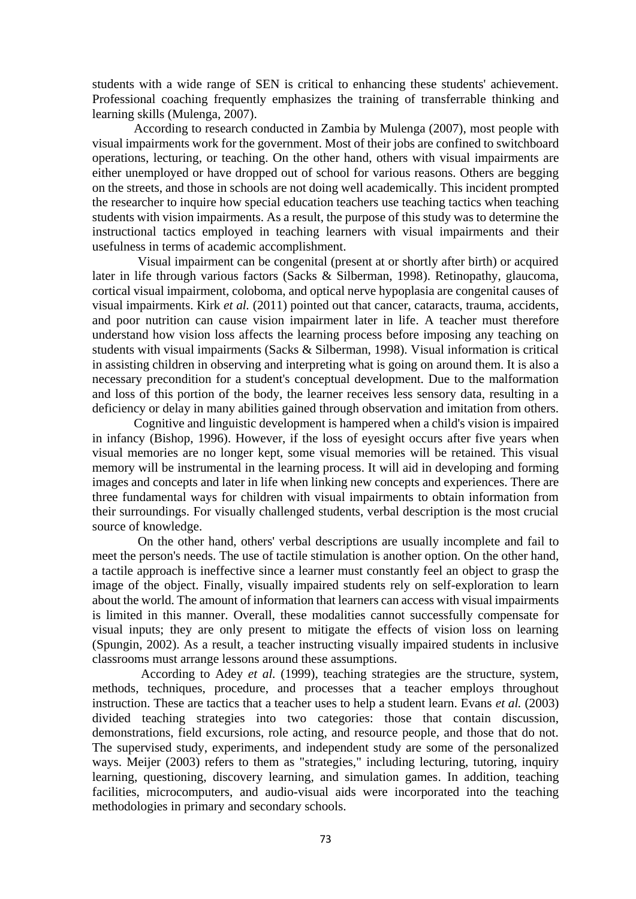students with a wide range of SEN is critical to enhancing these students' achievement. Professional coaching frequently emphasizes the training of transferrable thinking and learning skills (Mulenga, 2007).

According to research conducted in Zambia by Mulenga (2007), most people with visual impairments work for the government. Most of their jobs are confined to switchboard operations, lecturing, or teaching. On the other hand, others with visual impairments are either unemployed or have dropped out of school for various reasons. Others are begging on the streets, and those in schools are not doing well academically. This incident prompted the researcher to inquire how special education teachers use teaching tactics when teaching students with vision impairments. As a result, the purpose of this study was to determine the instructional tactics employed in teaching learners with visual impairments and their usefulness in terms of academic accomplishment.

Visual impairment can be congenital (present at or shortly after birth) or acquired later in life through various factors (Sacks & Silberman, 1998). Retinopathy, glaucoma, cortical visual impairment, coloboma, and optical nerve hypoplasia are congenital causes of visual impairments. Kirk *et al.* (2011) pointed out that cancer, cataracts, trauma, accidents, and poor nutrition can cause vision impairment later in life. A teacher must therefore understand how vision loss affects the learning process before imposing any teaching on students with visual impairments (Sacks & Silberman, 1998). Visual information is critical in assisting children in observing and interpreting what is going on around them. It is also a necessary precondition for a student's conceptual development. Due to the malformation and loss of this portion of the body, the learner receives less sensory data, resulting in a deficiency or delay in many abilities gained through observation and imitation from others.

Cognitive and linguistic development is hampered when a child's vision is impaired in infancy (Bishop, 1996). However, if the loss of eyesight occurs after five years when visual memories are no longer kept, some visual memories will be retained. This visual memory will be instrumental in the learning process. It will aid in developing and forming images and concepts and later in life when linking new concepts and experiences. There are three fundamental ways for children with visual impairments to obtain information from their surroundings. For visually challenged students, verbal description is the most crucial source of knowledge.

On the other hand, others' verbal descriptions are usually incomplete and fail to meet the person's needs. The use of tactile stimulation is another option. On the other hand, a tactile approach is ineffective since a learner must constantly feel an object to grasp the image of the object. Finally, visually impaired students rely on self-exploration to learn about the world. The amount of information that learners can access with visual impairments is limited in this manner. Overall, these modalities cannot successfully compensate for visual inputs; they are only present to mitigate the effects of vision loss on learning (Spungin, 2002). As a result, a teacher instructing visually impaired students in inclusive classrooms must arrange lessons around these assumptions.

According to Adey *et al.* (1999), teaching strategies are the structure, system, methods, techniques, procedure, and processes that a teacher employs throughout instruction. These are tactics that a teacher uses to help a student learn. Evans *et al.* (2003) divided teaching strategies into two categories: those that contain discussion, demonstrations, field excursions, role acting, and resource people, and those that do not. The supervised study, experiments, and independent study are some of the personalized ways. Meijer (2003) refers to them as "strategies," including lecturing, tutoring, inquiry learning, questioning, discovery learning, and simulation games. In addition, teaching facilities, microcomputers, and audio-visual aids were incorporated into the teaching methodologies in primary and secondary schools.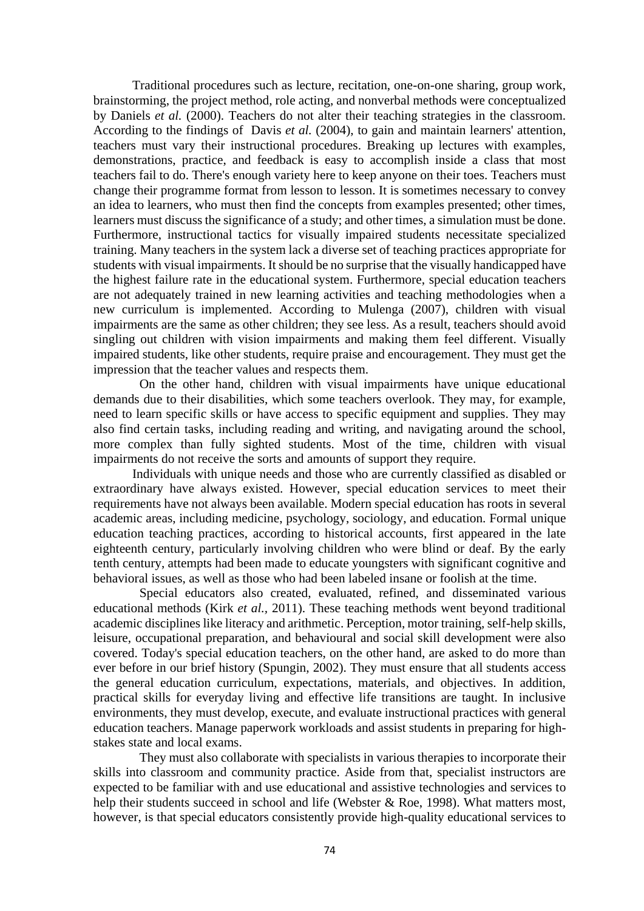Traditional procedures such as lecture, recitation, one-on-one sharing, group work, brainstorming, the project method, role acting, and nonverbal methods were conceptualized by Daniels *et al.* (2000). Teachers do not alter their teaching strategies in the classroom. According to the findings of Davis *et al.* (2004), to gain and maintain learners' attention, teachers must vary their instructional procedures. Breaking up lectures with examples, demonstrations, practice, and feedback is easy to accomplish inside a class that most teachers fail to do. There's enough variety here to keep anyone on their toes. Teachers must change their programme format from lesson to lesson. It is sometimes necessary to convey an idea to learners, who must then find the concepts from examples presented; other times, learners must discuss the significance of a study; and other times, a simulation must be done. Furthermore, instructional tactics for visually impaired students necessitate specialized training. Many teachers in the system lack a diverse set of teaching practices appropriate for students with visual impairments. It should be no surprise that the visually handicapped have the highest failure rate in the educational system. Furthermore, special education teachers are not adequately trained in new learning activities and teaching methodologies when a new curriculum is implemented. According to Mulenga (2007), children with visual impairments are the same as other children; they see less. As a result, teachers should avoid singling out children with vision impairments and making them feel different. Visually impaired students, like other students, require praise and encouragement. They must get the impression that the teacher values and respects them.

On the other hand, children with visual impairments have unique educational demands due to their disabilities, which some teachers overlook. They may, for example, need to learn specific skills or have access to specific equipment and supplies. They may also find certain tasks, including reading and writing, and navigating around the school, more complex than fully sighted students. Most of the time, children with visual impairments do not receive the sorts and amounts of support they require.

Individuals with unique needs and those who are currently classified as disabled or extraordinary have always existed. However, special education services to meet their requirements have not always been available. Modern special education has roots in several academic areas, including medicine, psychology, sociology, and education. Formal unique education teaching practices, according to historical accounts, first appeared in the late eighteenth century, particularly involving children who were blind or deaf. By the early tenth century, attempts had been made to educate youngsters with significant cognitive and behavioral issues, as well as those who had been labeled insane or foolish at the time.

Special educators also created, evaluated, refined, and disseminated various educational methods (Kirk *et al.*, 2011). These teaching methods went beyond traditional academic disciplines like literacy and arithmetic. Perception, motor training, self-help skills, leisure, occupational preparation, and behavioural and social skill development were also covered. Today's special education teachers, on the other hand, are asked to do more than ever before in our brief history (Spungin, 2002). They must ensure that all students access the general education curriculum, expectations, materials, and objectives. In addition, practical skills for everyday living and effective life transitions are taught. In inclusive environments, they must develop, execute, and evaluate instructional practices with general education teachers. Manage paperwork workloads and assist students in preparing for high-stakes state and local exams.

They must also collaborate with specialists in various therapies to incorporate their skills into classroom and community practice. Aside from that, specialist instructors are expected to be familiar with and use educational and assistive technologies and services to help their students succeed in school and life (Webster & Roe, 1998). What matters most, however, is that special educators consistently provide high-quality educational services to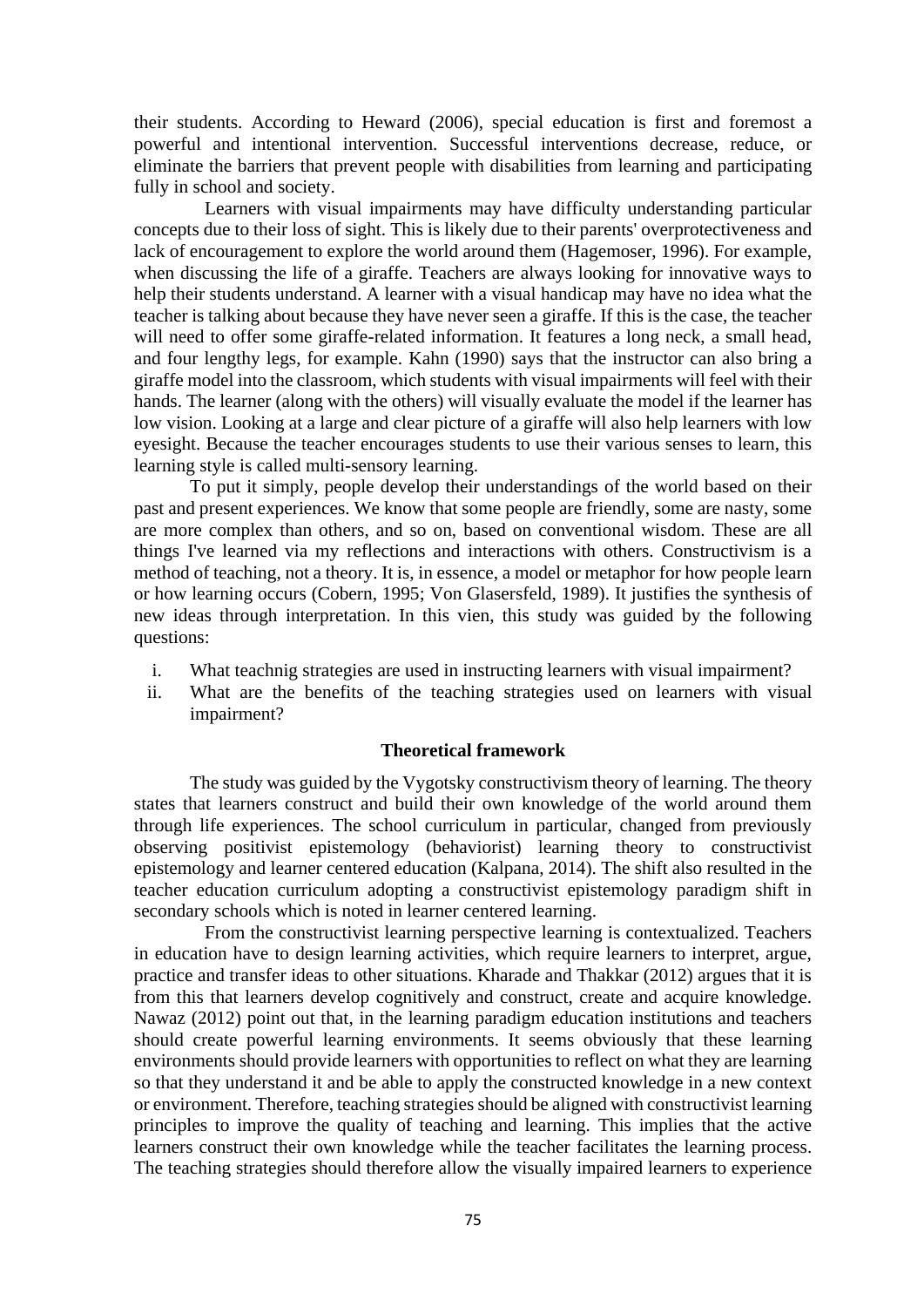their students. According to Heward (2006), special education is first and foremost a powerful and intentional intervention. Successful interventions decrease, reduce, or eliminate the barriers that prevent people with disabilities from learning and participating fully in school and society.

Learners with visual impairments may have difficulty understanding particular concepts due to their loss of sight. This is likely due to their parents' overprotectiveness and lack of encouragement to explore the world around them (Hagemoser, 1996). For example, when discussing the life of a giraffe. Teachers are always looking for innovative ways to help their students understand. A learner with a visual handicap may have no idea what the teacher is talking about because they have never seen a giraffe. If this is the case, the teacher will need to offer some giraffe-related information. It features a long neck, a small head, and four lengthy legs, for example. Kahn (1990) says that the instructor can also bring a giraffe model into the classroom, which students with visual impairments will feel with their hands. The learner (along with the others) will visually evaluate the model if the learner has low vision. Looking at a large and clear picture of a giraffe will also help learners with low eyesight. Because the teacher encourages students to use their various senses to learn, this learning style is called multi-sensory learning.

To put it simply, people develop their understandings of the world based on their past and present experiences. We know that some people are friendly, some are nasty, some are more complex than others, and so on, based on conventional wisdom. These are all things I've learned via my reflections and interactions with others. Constructivism is a method of teaching, not a theory. It is, in essence, a model or metaphor for how people learn or how learning occurs (Cobern, 1995; Von Glasersfeld, 1989). It justifies the synthesis of new ideas through interpretation. In this vien, this study was guided by the following questions:

i. What teachnig strategies are used in instructing learners with visual impairment?
ii. What are the benefits of the teaching strategies used on learners with visual impairment?

## Theoretical framework

The study was guided by the Vygotsky constructivism theory of learning. The theory states that learners construct and build their own knowledge of the world around them through life experiences. The school curriculum in particular, changed from previously observing positivist epistemology (behaviorist) learning theory to constructivist epistemology and learner centered education (Kalpana, 2014). The shift also resulted in the teacher education curriculum adopting a constructivist epistemology paradigm shift in secondary schools which is noted in learner centered learning.

From the constructivist learning perspective learning is contextualized. Teachers in education have to design learning activities, which require learners to interpret, argue, practice and transfer ideas to other situations. Kharade and Thakkar (2012) argues that it is from this that learners develop cognitively and construct, create and acquire knowledge. Nawaz (2012) point out that, in the learning paradigm education institutions and teachers should create powerful learning environments. It seems obviously that these learning environments should provide learners with opportunities to reflect on what they are learning so that they understand it and be able to apply the constructed knowledge in a new context or environment. Therefore, teaching strategies should be aligned with constructivist learning principles to improve the quality of teaching and learning. This implies that the active learners construct their own knowledge while the teacher facilitates the learning process. The teaching strategies should therefore allow the visually impaired learners to experience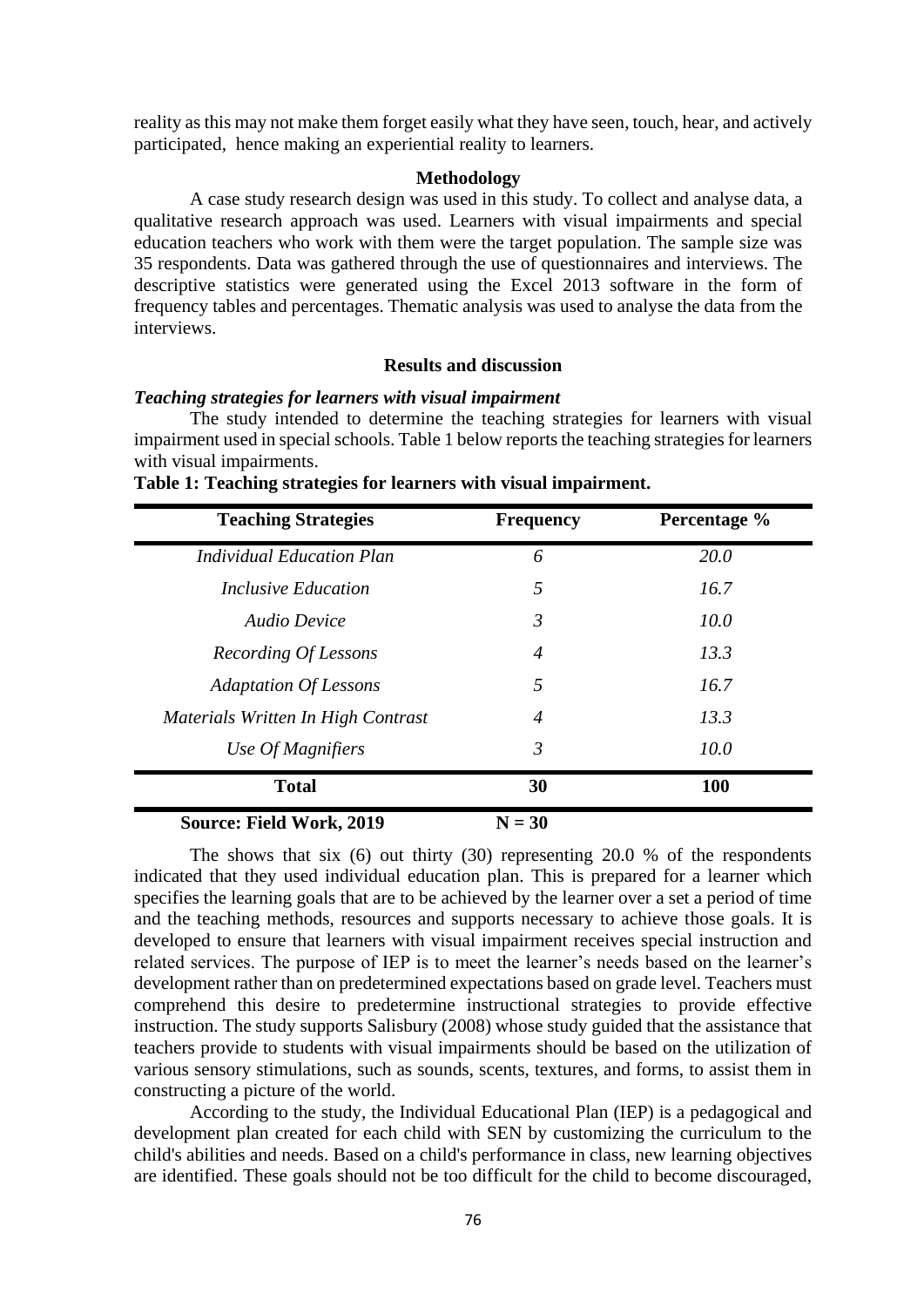reality as this may not make them forget easily what they have seen, touch, hear, and actively participated, hence making an experiential reality to learners.

## Methodology

A case study research design was used in this study. To collect and analyse data, a qualitative research approach was used. Learners with visual impairments and special education teachers who work with them were the target population. The sample size was 35 respondents. Data was gathered through the use of questionnaires and interviews. The descriptive statistics were generated using the Excel 2013 software in the form of frequency tables and percentages. Thematic analysis was used to analyse the data from the interviews.

## Results and discussion

### *Teaching strategies for learners with visual impairment*

The study intended to determine the teaching strategies for learners with visual impairment used in special schools. Table 1 below reports the teaching strategies for learners with visual impairments.

**Table 1: Teaching strategies for learners with visual impairment.**

| Teaching Strategies | Frequency | Percentage % |
|---|---|---|
| *Individual Education Plan* | *6* | *20.0* |
| *Inclusive Education* | *5* | *16.7* |
| *Audio Device* | *3* | *10.0* |
| *Recording Of Lessons* | *4* | *13.3* |
| *Adaptation Of Lessons* | *5* | *16.7* |
| *Materials Written In High Contrast* | *4* | *13.3* |
| *Use Of Magnifiers* | *3* | *10.0* |
| **Total** | **30** | **100** |

**Source: Field Work, 2019** **N = 30**

The shows that six (6) out thirty (30) representing 20.0 % of the respondents indicated that they used individual education plan. This is prepared for a learner which specifies the learning goals that are to be achieved by the learner over a set a period of time and the teaching methods, resources and supports necessary to achieve those goals. It is developed to ensure that learners with visual impairment receives special instruction and related services. The purpose of IEP is to meet the learner's needs based on the learner's development rather than on predetermined expectations based on grade level. Teachers must comprehend this desire to predetermine instructional strategies to provide effective instruction. The study supports Salisbury (2008) whose study guided that the assistance that teachers provide to students with visual impairments should be based on the utilization of various sensory stimulations, such as sounds, scents, textures, and forms, to assist them in constructing a picture of the world.

According to the study, the Individual Educational Plan (IEP) is a pedagogical and development plan created for each child with SEN by customizing the curriculum to the child's abilities and needs. Based on a child's performance in class, new learning objectives are identified. These goals should not be too difficult for the child to become discouraged,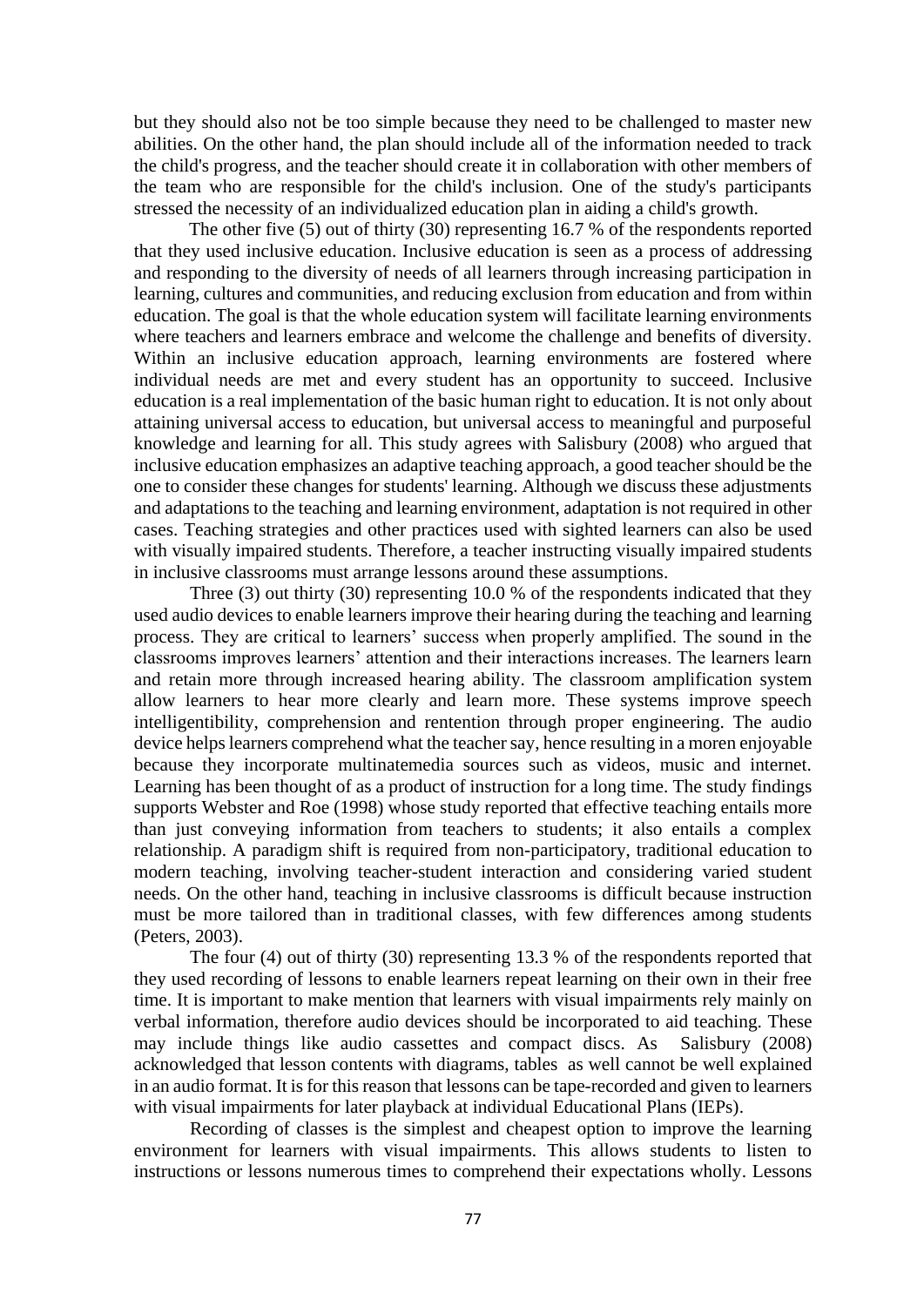but they should also not be too simple because they need to be challenged to master new abilities. On the other hand, the plan should include all of the information needed to track the child's progress, and the teacher should create it in collaboration with other members of the team who are responsible for the child's inclusion. One of the study's participants stressed the necessity of an individualized education plan in aiding a child's growth.

The other five (5) out of thirty (30) representing 16.7 % of the respondents reported that they used inclusive education. Inclusive education is seen as a process of addressing and responding to the diversity of needs of all learners through increasing participation in learning, cultures and communities, and reducing exclusion from education and from within education. The goal is that the whole education system will facilitate learning environments where teachers and learners embrace and welcome the challenge and benefits of diversity. Within an inclusive education approach, learning environments are fostered where individual needs are met and every student has an opportunity to succeed. Inclusive education is a real implementation of the basic human right to education. It is not only about attaining universal access to education, but universal access to meaningful and purposeful knowledge and learning for all. This study agrees with Salisbury (2008) who argued that inclusive education emphasizes an adaptive teaching approach, a good teacher should be the one to consider these changes for students' learning. Although we discuss these adjustments and adaptations to the teaching and learning environment, adaptation is not required in other cases. Teaching strategies and other practices used with sighted learners can also be used with visually impaired students. Therefore, a teacher instructing visually impaired students in inclusive classrooms must arrange lessons around these assumptions.

Three (3) out thirty (30) representing 10.0 % of the respondents indicated that they used audio devices to enable learners improve their hearing during the teaching and learning process. They are critical to learners' success when properly amplified. The sound in the classrooms improves learners' attention and their interactions increases. The learners learn and retain more through increased hearing ability. The classroom amplification system allow learners to hear more clearly and learn more. These systems improve speech intelligentibility, comprehension and rentention through proper engineering. The audio device helps learners comprehend what the teacher say, hence resulting in a moren enjoyable because they incorporate multinatemedia sources such as videos, music and internet. Learning has been thought of as a product of instruction for a long time. The study findings supports Webster and Roe (1998) whose study reported that effective teaching entails more than just conveying information from teachers to students; it also entails a complex relationship. A paradigm shift is required from non-participatory, traditional education to modern teaching, involving teacher-student interaction and considering varied student needs. On the other hand, teaching in inclusive classrooms is difficult because instruction must be more tailored than in traditional classes, with few differences among students (Peters, 2003).

The four (4) out of thirty (30) representing 13.3 % of the respondents reported that they used recording of lessons to enable learners repeat learning on their own in their free time. It is important to make mention that learners with visual impairments rely mainly on verbal information, therefore audio devices should be incorporated to aid teaching. These may include things like audio cassettes and compact discs. As Salisbury (2008) acknowledged that lesson contents with diagrams, tables as well cannot be well explained in an audio format. It is for this reason that lessons can be tape-recorded and given to learners with visual impairments for later playback at individual Educational Plans (IEPs).

Recording of classes is the simplest and cheapest option to improve the learning environment for learners with visual impairments. This allows students to listen to instructions or lessons numerous times to comprehend their expectations wholly. Lessons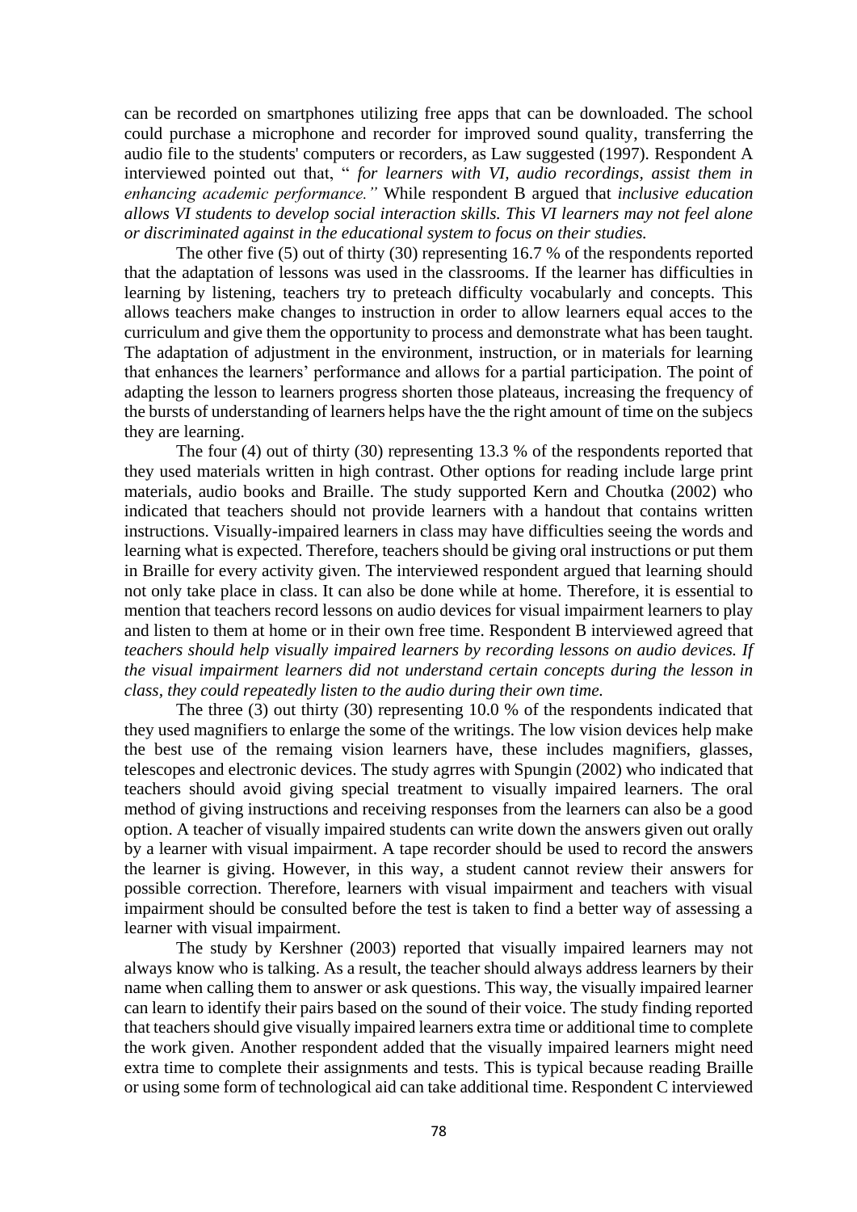can be recorded on smartphones utilizing free apps that can be downloaded. The school could purchase a microphone and recorder for improved sound quality, transferring the audio file to the students' computers or recorders, as Law suggested (1997). Respondent A interviewed pointed out that, " *for learners with VI, audio recordings, assist them in enhancing academic performance."* While respondent B argued that *inclusive education allows VI students to develop social interaction skills. This VI learners may not feel alone or discriminated against in the educational system to focus on their studies.*

The other five (5) out of thirty (30) representing 16.7 % of the respondents reported that the adaptation of lessons was used in the classrooms. If the learner has difficulties in learning by listening, teachers try to preteach difficulty vocabulary and concepts. This allows teachers make changes to instruction in order to allow learners equal acces to the curriculum and give them the opportunity to process and demonstrate what has been taught. The adaptation of adjustment in the environment, instruction, or in materials for learning that enhances the learners' performance and allows for a partial participation. The point of adapting the lesson to learners progress shorten those plateaus, increasing the frequency of the bursts of understanding of learners helps have the the right amount of time on the subjecs they are learning.

The four (4) out of thirty (30) representing 13.3 % of the respondents reported that they used materials written in high contrast. Other options for reading include large print materials, audio books and Braille. The study supported Kern and Choutka (2002) who indicated that teachers should not provide learners with a handout that contains written instructions. Visually-impaired learners in class may have difficulties seeing the words and learning what is expected. Therefore, teachers should be giving oral instructions or put them in Braille for every activity given. The interviewed respondent argued that learning should not only take place in class. It can also be done while at home. Therefore, it is essential to mention that teachers record lessons on audio devices for visual impairment learners to play and listen to them at home or in their own free time. Respondent B interviewed agreed that *teachers should help visually impaired learners by recording lessons on audio devices. If the visual impairment learners did not understand certain concepts during the lesson in class, they could repeatedly listen to the audio during their own time.*

The three (3) out thirty (30) representing 10.0 % of the respondents indicated that they used magnifiers to enlarge the some of the writings. The low vision devices help make the best use of the remaing vision learners have, these includes magnifiers, glasses, telescopes and electronic devices. The study agrres with Spungin (2002) who indicated that teachers should avoid giving special treatment to visually impaired learners. The oral method of giving instructions and receiving responses from the learners can also be a good option. A teacher of visually impaired students can write down the answers given out orally by a learner with visual impairment. A tape recorder should be used to record the answers the learner is giving. However, in this way, a student cannot review their answers for possible correction. Therefore, learners with visual impairment and teachers with visual impairment should be consulted before the test is taken to find a better way of assessing a learner with visual impairment.

The study by Kershner (2003) reported that visually impaired learners may not always know who is talking. As a result, the teacher should always address learners by their name when calling them to answer or ask questions. This way, the visually impaired learner can learn to identify their pairs based on the sound of their voice. The study finding reported that teachers should give visually impaired learners extra time or additional time to complete the work given. Another respondent added that the visually impaired learners might need extra time to complete their assignments and tests. This is typical because reading Braille or using some form of technological aid can take additional time. Respondent C interviewed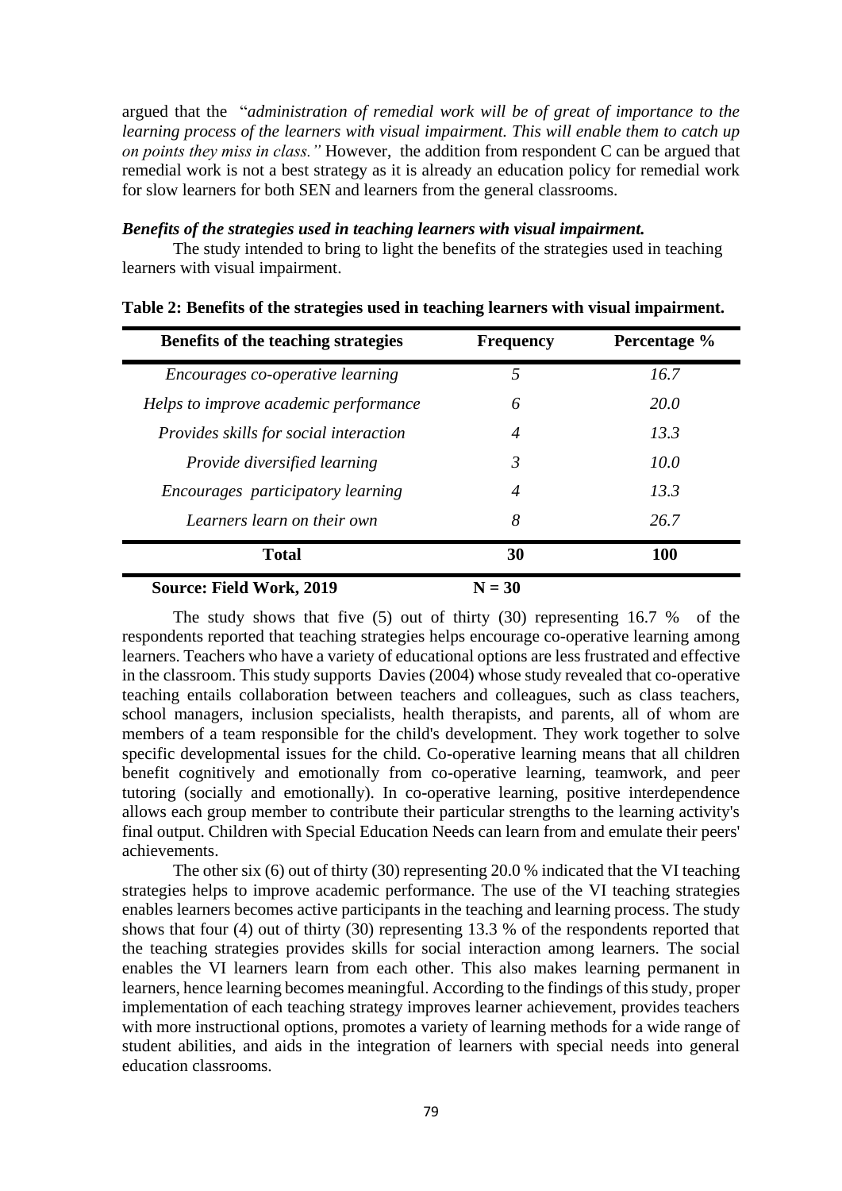argued that the "*administration of remedial work will be of great of importance to the learning process of the learners with visual impairment. This will enable them to catch up on points they miss in class."* However, the addition from respondent C can be argued that remedial work is not a best strategy as it is already an education policy for remedial work for slow learners for both SEN and learners from the general classrooms.

***Benefits of the strategies used in teaching learners with visual impairment.***

The study intended to bring to light the benefits of the strategies used in teaching learners with visual impairment.

**Table 2: Benefits of the strategies used in teaching learners with visual impairment.**

| Benefits of the teaching strategies | Frequency | Percentage % |
|---|---|---|
| *Encourages co-operative learning* | *5* | *16.7* |
| *Helps to improve academic performance* | *6* | *20.0* |
| *Provides skills for social interaction* | *4* | *13.3* |
| *Provide diversified learning* | *3* | *10.0* |
| *Encourages participatory learning* | *4* | *13.3* |
| *Learners learn on their own* | *8* | *26.7* |
| **Total** | **30** | **100** |

**Source: Field Work, 2019** **N = 30**

The study shows that five (5) out of thirty (30) representing 16.7 % of the respondents reported that teaching strategies helps encourage co-operative learning among learners. Teachers who have a variety of educational options are less frustrated and effective in the classroom. This study supports Davies (2004) whose study revealed that co-operative teaching entails collaboration between teachers and colleagues, such as class teachers, school managers, inclusion specialists, health therapists, and parents, all of whom are members of a team responsible for the child's development. They work together to solve specific developmental issues for the child. Co-operative learning means that all children benefit cognitively and emotionally from co-operative learning, teamwork, and peer tutoring (socially and emotionally). In co-operative learning, positive interdependence allows each group member to contribute their particular strengths to the learning activity's final output. Children with Special Education Needs can learn from and emulate their peers' achievements.

The other six (6) out of thirty (30) representing 20.0 % indicated that the VI teaching strategies helps to improve academic performance. The use of the VI teaching strategies enables learners becomes active participants in the teaching and learning process. The study shows that four (4) out of thirty (30) representing 13.3 % of the respondents reported that the teaching strategies provides skills for social interaction among learners. The social enables the VI learners learn from each other. This also makes learning permanent in learners, hence learning becomes meaningful. According to the findings of this study, proper implementation of each teaching strategy improves learner achievement, provides teachers with more instructional options, promotes a variety of learning methods for a wide range of student abilities, and aids in the integration of learners with special needs into general education classrooms.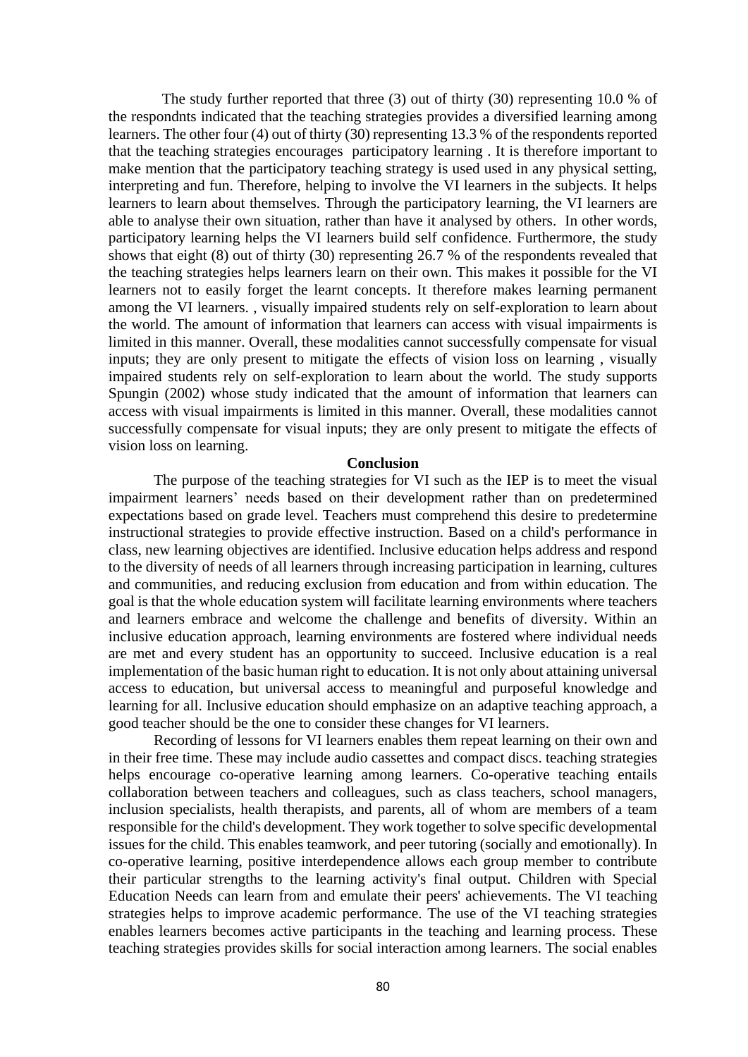The study further reported that three (3) out of thirty (30) representing 10.0 % of the respondnts indicated that the teaching strategies provides a diversified learning among learners. The other four (4) out of thirty (30) representing 13.3 % of the respondents reported that the teaching strategies encourages participatory learning . It is therefore important to make mention that the participatory teaching strategy is used used in any physical setting, interpreting and fun. Therefore, helping to involve the VI learners in the subjects. It helps learners to learn about themselves. Through the participatory learning, the VI learners are able to analyse their own situation, rather than have it analysed by others. In other words, participatory learning helps the VI learners build self confidence. Furthermore, the study shows that eight (8) out of thirty (30) representing 26.7 % of the respondents revealed that the teaching strategies helps learners learn on their own. This makes it possible for the VI learners not to easily forget the learnt concepts. It therefore makes learning permanent among the VI learners. , visually impaired students rely on self-exploration to learn about the world. The amount of information that learners can access with visual impairments is limited in this manner. Overall, these modalities cannot successfully compensate for visual inputs; they are only present to mitigate the effects of vision loss on learning , visually impaired students rely on self-exploration to learn about the world. The study supports Spungin (2002) whose study indicated that the amount of information that learners can access with visual impairments is limited in this manner. Overall, these modalities cannot successfully compensate for visual inputs; they are only present to mitigate the effects of vision loss on learning.

## Conclusion

The purpose of the teaching strategies for VI such as the IEP is to meet the visual impairment learners' needs based on their development rather than on predetermined expectations based on grade level. Teachers must comprehend this desire to predetermine instructional strategies to provide effective instruction. Based on a child's performance in class, new learning objectives are identified. Inclusive education helps address and respond to the diversity of needs of all learners through increasing participation in learning, cultures and communities, and reducing exclusion from education and from within education. The goal is that the whole education system will facilitate learning environments where teachers and learners embrace and welcome the challenge and benefits of diversity. Within an inclusive education approach, learning environments are fostered where individual needs are met and every student has an opportunity to succeed. Inclusive education is a real implementation of the basic human right to education. It is not only about attaining universal access to education, but universal access to meaningful and purposeful knowledge and learning for all. Inclusive education should emphasize on an adaptive teaching approach, a good teacher should be the one to consider these changes for VI learners.

Recording of lessons for VI learners enables them repeat learning on their own and in their free time. These may include audio cassettes and compact discs. teaching strategies helps encourage co-operative learning among learners. Co-operative teaching entails collaboration between teachers and colleagues, such as class teachers, school managers, inclusion specialists, health therapists, and parents, all of whom are members of a team responsible for the child's development. They work together to solve specific developmental issues for the child. This enables teamwork, and peer tutoring (socially and emotionally). In co-operative learning, positive interdependence allows each group member to contribute their particular strengths to the learning activity's final output. Children with Special Education Needs can learn from and emulate their peers' achievements. The VI teaching strategies helps to improve academic performance. The use of the VI teaching strategies enables learners becomes active participants in the teaching and learning process. These teaching strategies provides skills for social interaction among learners. The social enables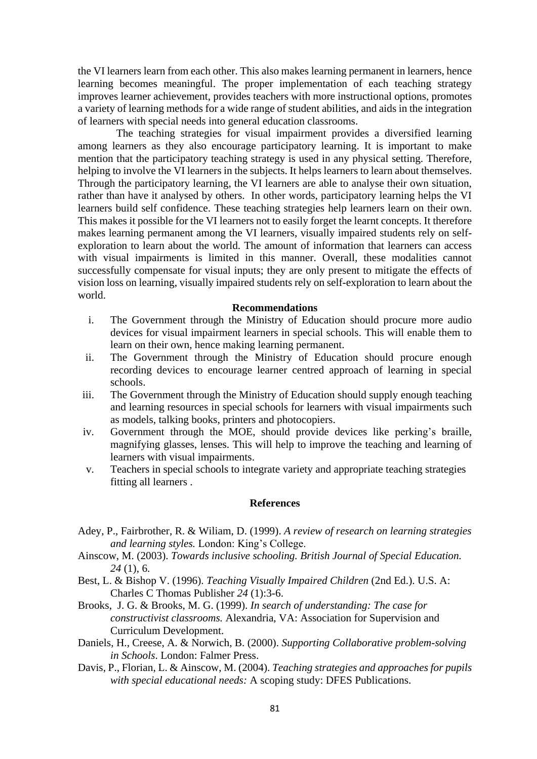the VI learners learn from each other. This also makes learning permanent in learners, hence learning becomes meaningful. The proper implementation of each teaching strategy improves learner achievement, provides teachers with more instructional options, promotes a variety of learning methods for a wide range of student abilities, and aids in the integration of learners with special needs into general education classrooms.

The teaching strategies for visual impairment provides a diversified learning among learners as they also encourage participatory learning. It is important to make mention that the participatory teaching strategy is used in any physical setting. Therefore, helping to involve the VI learners in the subjects. It helps learners to learn about themselves. Through the participatory learning, the VI learners are able to analyse their own situation, rather than have it analysed by others. In other words, participatory learning helps the VI learners build self confidence. These teaching strategies help learners learn on their own. This makes it possible for the VI learners not to easily forget the learnt concepts. It therefore makes learning permanent among the VI learners, visually impaired students rely on self-exploration to learn about the world. The amount of information that learners can access with visual impairments is limited in this manner. Overall, these modalities cannot successfully compensate for visual inputs; they are only present to mitigate the effects of vision loss on learning, visually impaired students rely on self-exploration to learn about the world.

## Recommendations

i. The Government through the Ministry of Education should procure more audio devices for visual impairment learners in special schools. This will enable them to learn on their own, hence making learning permanent.

ii. The Government through the Ministry of Education should procure enough recording devices to encourage learner centred approach of learning in special schools.

iii. The Government through the Ministry of Education should supply enough teaching and learning resources in special schools for learners with visual impairments such as models, talking books, printers and photocopiers.

iv. Government through the MOE, should provide devices like perking's braille, magnifying glasses, lenses. This will help to improve the teaching and learning of learners with visual impairments.

v. Teachers in special schools to integrate variety and appropriate teaching strategies fitting all learners .

## References

Adey, P., Fairbrother, R. & Wiliam, D. (1999). *A review of research on learning strategies and learning styles.* London: King's College.

Ainscow, M. (2003). *Towards inclusive schooling. British Journal of Special Education. 24* (1), 6.

Best, L. & Bishop V. (1996). *Teaching Visually Impaired Children* (2nd Ed.). U.S. A: Charles C Thomas Publisher *24* (1):3-6.

Brooks, J. G. & Brooks, M. G. (1999). *In search of understanding: The case for constructivist classrooms.* Alexandria, VA: Association for Supervision and Curriculum Development.

Daniels, H., Creese, A. & Norwich, B. (2000). *Supporting Collaborative problem-solving in Schools*. London: Falmer Press.

Davis, P., Florian, L. & Ainscow, M. (2004). *Teaching strategies and approaches for pupils with special educational needs:* A scoping study: DFES Publications.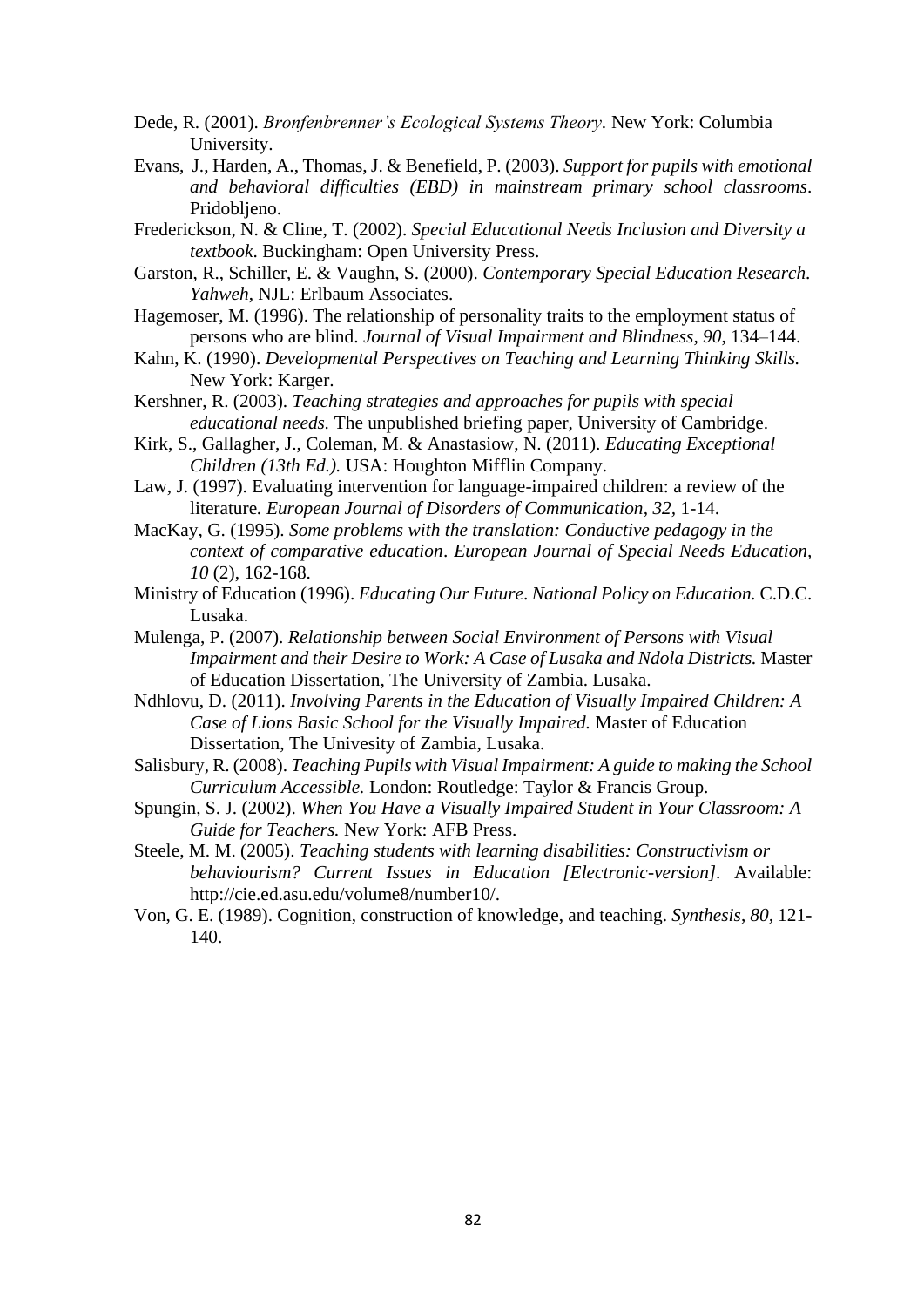Dede, R. (2001). *Bronfenbrenner's Ecological Systems Theory*. New York: Columbia University.

Evans, J., Harden, A., Thomas, J. & Benefield, P. (2003). *Support for pupils with emotional and behavioral difficulties (EBD) in mainstream primary school classrooms*. Pridobljeno.

Frederickson, N. & Cline, T. (2002). *Special Educational Needs Inclusion and Diversity a textbook*. Buckingham: Open University Press.

Garston, R., Schiller, E. & Vaughn, S. (2000). *Contemporary Special Education Research. Yahweh*, NJL: Erlbaum Associates.

Hagemoser, M. (1996). The relationship of personality traits to the employment status of persons who are blind. *Journal of Visual Impairment and Blindness*, *90*, 134–144.

Kahn, K. (1990). *Developmental Perspectives on Teaching and Learning Thinking Skills.* New York: Karger.

Kershner, R. (2003). *Teaching strategies and approaches for pupils with special educational needs.* The unpublished briefing paper, University of Cambridge.

Kirk, S., Gallagher, J., Coleman, M. & Anastasiow, N. (2011). *Educating Exceptional Children (13th Ed.).* USA: Houghton Mifflin Company.

Law, J. (1997). Evaluating intervention for language-impaired children: a review of the literature. *European Journal of Disorders of Communication, 32,* 1-14.

MacKay, G. (1995). *Some problems with the translation: Conductive pedagogy in the context of comparative education*. *European Journal of Special Needs Education, 10* (2), 162-168.

Ministry of Education (1996). *Educating Our Future*. *National Policy on Education.* C.D.C. Lusaka.

Mulenga, P. (2007). *Relationship between Social Environment of Persons with Visual Impairment and their Desire to Work: A Case of Lusaka and Ndola Districts.* Master of Education Dissertation, The University of Zambia. Lusaka.

Ndhlovu, D. (2011). *Involving Parents in the Education of Visually Impaired Children: A Case of Lions Basic School for the Visually Impaired.* Master of Education Dissertation, The Univesity of Zambia, Lusaka.

Salisbury, R. (2008). *Teaching Pupils with Visual Impairment: A guide to making the School Curriculum Accessible.* London: Routledge: Taylor & Francis Group.

Spungin, S. J. (2002). *When You Have a Visually Impaired Student in Your Classroom: A Guide for Teachers.* New York: AFB Press.

Steele, M. M. (2005). *Teaching students with learning disabilities: Constructivism or behaviourism? Current Issues in Education [Electronic-version]*. Available: http://cie.ed.asu.edu/volume8/number10/.

Von, G. E. (1989). Cognition, construction of knowledge, and teaching. *Synthesis, 80,* 121-140.